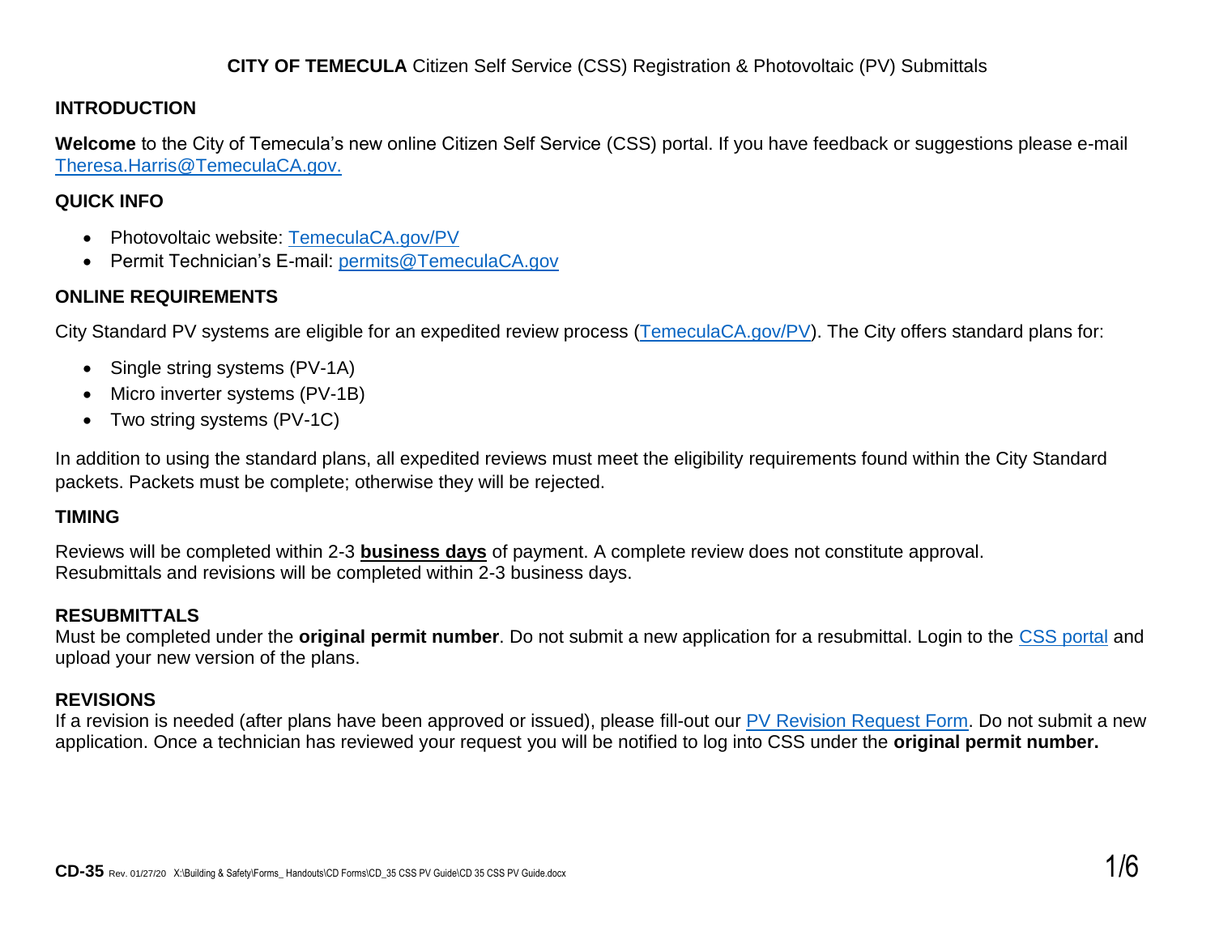**CITY OF TEMECULA** Citizen Self Service (CSS) Registration & Photovoltaic (PV) Submittals

## INTRODUCTION

**Welcome** to the City of Temecula's new online Citizen Self Service (CSS) portal. If you have feedback or suggestions please e-mail Theresa.Harris@TemeculaCA.gov.

## QUICK INFO

- Photovoltaic website: TemeculaCA.gov/PV
- Permit Technician's E-mail: permits@TemeculaCA.gov

## ONLINE REQUIREMENTS

City Standard PV systems are eligible for an expedited review process (TemeculaCA.gov/PV). The City offers standard plans for:

- Single string systems (PV-1A)
- Micro inverter systems (PV-1B)
- Two string systems (PV-1C)

In addition to using the standard plans, all expedited reviews must meet the eligibility requirements found within the City Standard packets. Packets must be complete; otherwise they will be rejected.

## TIMING

Reviews will be completed within 2-3 **business days** of payment. A complete review does not constitute approval.
Resubmittals and revisions will be completed within 2-3 business days.

## RESUBMITTALS

Must be completed under the **original permit number**. Do not submit a new application for a resubmittal. Login to the CSS portal and upload your new version of the plans.

## REVISIONS

If a revision is needed (after plans have been approved or issued), please fill-out our PV Revision Request Form. Do not submit a new application. Once a technician has reviewed your request you will be notified to log into CSS under the **original permit number.**

**CD-35** Rev. 01/27/20 X:\Building & Safety\Forms_ Handouts\CD Forms\CD_35 CSS PV Guide\CD 35 CSS PV Guide.docx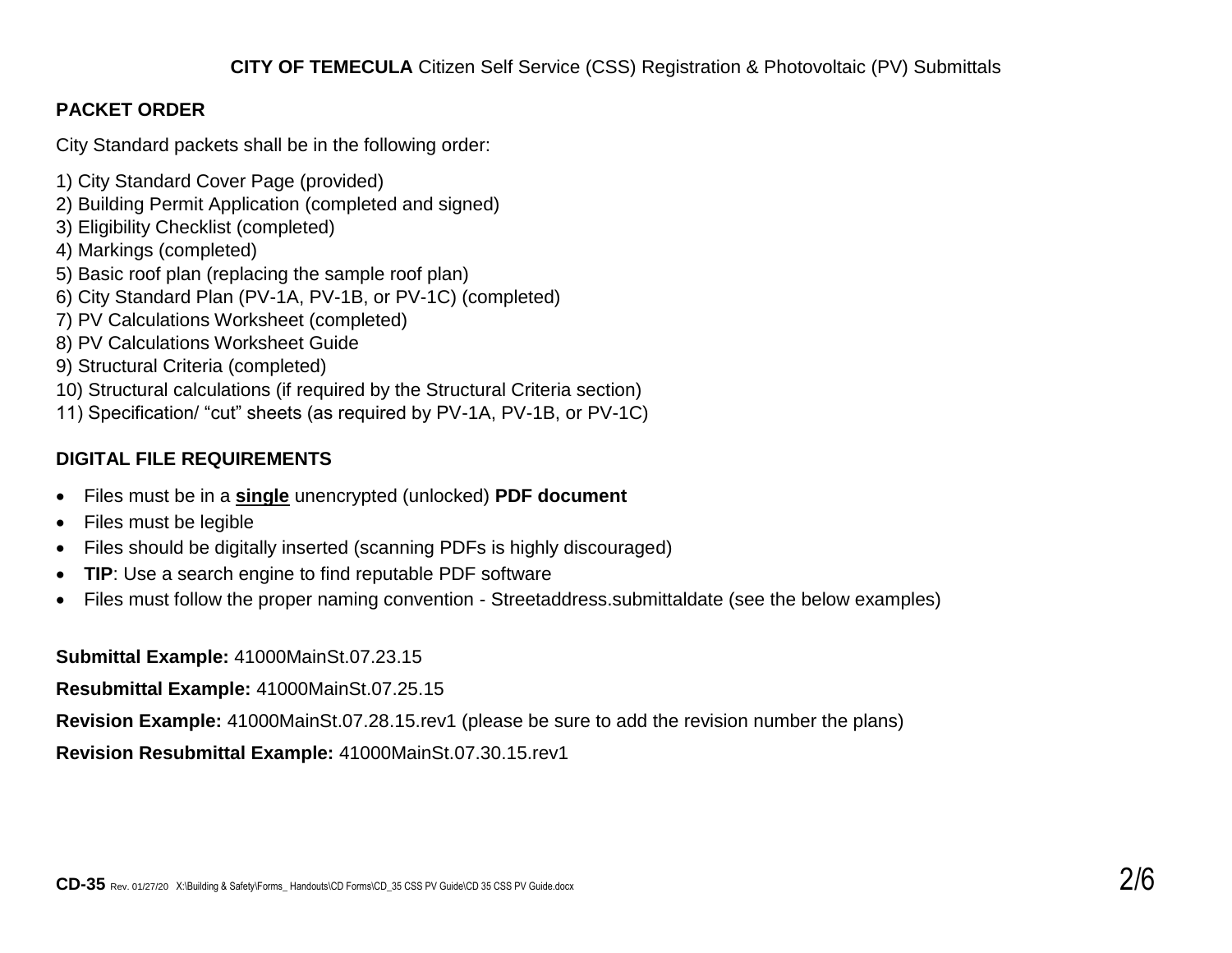**CITY OF TEMECULA** Citizen Self Service (CSS) Registration & Photovoltaic (PV) Submittals

## PACKET ORDER

City Standard packets shall be in the following order:

1) City Standard Cover Page (provided)
2) Building Permit Application (completed and signed)
3) Eligibility Checklist (completed)
4) Markings (completed)
5) Basic roof plan (replacing the sample roof plan)
6) City Standard Plan (PV-1A, PV-1B, or PV-1C) (completed)
7) PV Calculations Worksheet (completed)
8) PV Calculations Worksheet Guide
9) Structural Criteria (completed)
10) Structural calculations (if required by the Structural Criteria section)
11) Specification/ "cut" sheets (as required by PV-1A, PV-1B, or PV-1C)

## DIGITAL FILE REQUIREMENTS

- Files must be in a **single** unencrypted (unlocked) **PDF document**
- Files must be legible
- Files should be digitally inserted (scanning PDFs is highly discouraged)
- **TIP**: Use a search engine to find reputable PDF software
- Files must follow the proper naming convention - Streetaddress.submittaldate (see the below examples)

**Submittal Example:** 41000MainSt.07.23.15

**Resubmittal Example:** 41000MainSt.07.25.15

**Revision Example:** 41000MainSt.07.28.15.rev1 (please be sure to add the revision number the plans)

**Revision Resubmittal Example:** 41000MainSt.07.30.15.rev1

**CD-35** Rev. 01/27/20 X:\Building & Safety\Forms_ Handouts\CD Forms\CD_35 CSS PV Guide\CD 35 CSS PV Guide.docx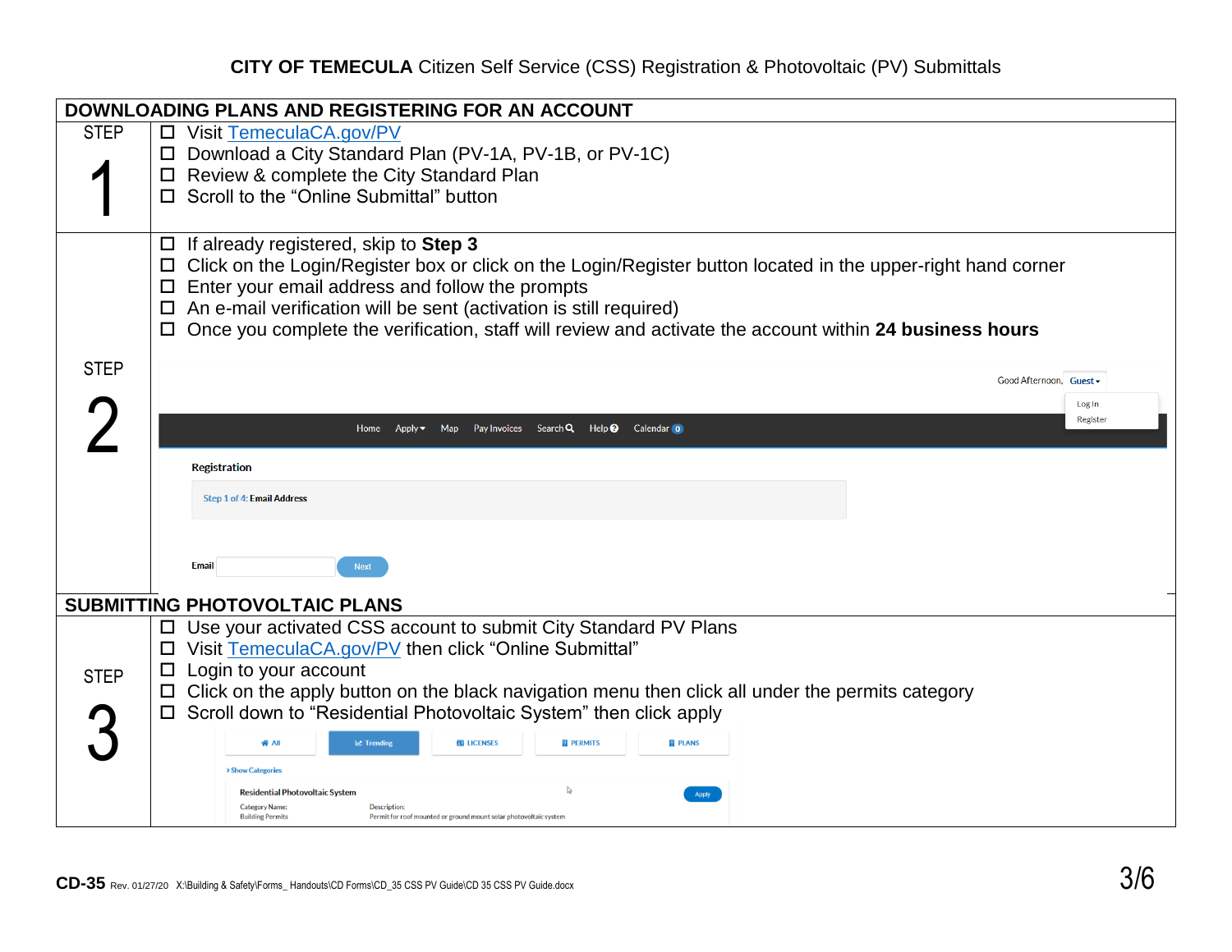**CITY OF TEMECULA** Citizen Self Service (CSS) Registration & Photovoltaic (PV) Submittals

## DOWNLOADING PLANS AND REGISTERING FOR AN ACCOUNT

**STEP 1**

- ☐ Visit TemeculaCA.gov/PV
- ☐ Download a City Standard Plan (PV-1A, PV-1B, or PV-1C)
- ☐ Review & complete the City Standard Plan
- ☐ Scroll to the "Online Submittal" button

**STEP 2**

- ☐ If already registered, skip to **Step 3**
- ☐ Click on the Login/Register box or click on the Login/Register button located in the upper-right hand corner
- ☐ Enter your email address and follow the prompts
- ☐ An e-mail verification will be sent (activation is still required)
- ☐ Once you complete the verification, staff will review and activate the account within **24 business hours**

## SUBMITTING PHOTOVOLTAIC PLANS

**STEP 3**

- ☐ Use your activated CSS account to submit City Standard PV Plans
- ☐ Visit TemeculaCA.gov/PV then click "Online Submittal"
- ☐ Login to your account
- ☐ Click on the apply button on the black navigation menu then click all under the permits category
- ☐ Scroll down to "Residential Photovoltaic System" then click apply

**CD-35** Rev. 01/27/20 X:\Building & Safety\Forms_ Handouts\CD Forms\CD_35 CSS PV Guide\CD 35 CSS PV Guide.docx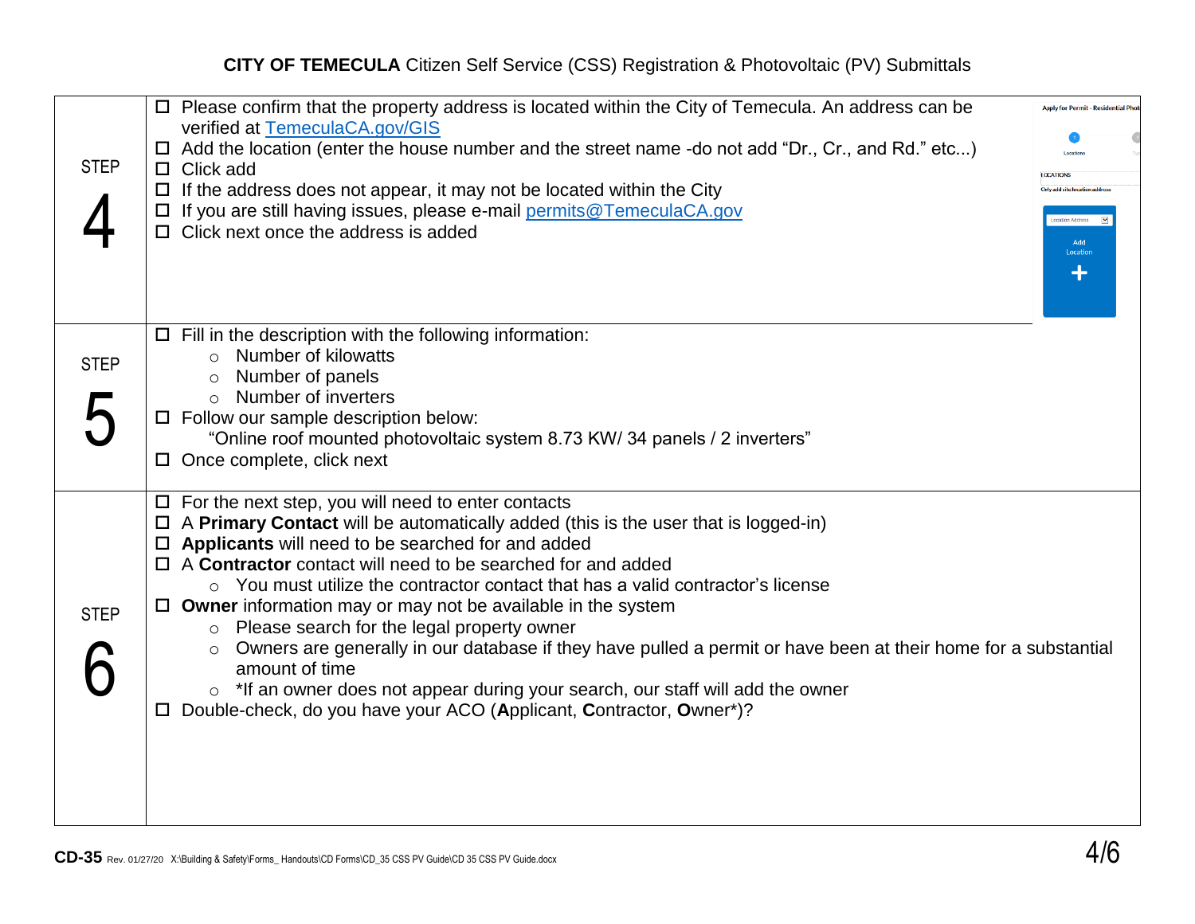**CITY OF TEMECULA** Citizen Self Service (CSS) Registration & Photovoltaic (PV) Submittals

| STEP | |
|---|---|
| STEP 4 | ☐ Please confirm that the property address is located within the City of Temecula. An address can be verified at TemeculaCA.gov/GIS<br>☐ Add the location (enter the house number and the street name -do not add "Dr., Cr., and Rd." etc...)<br>☐ Click add<br>☐ If the address does not appear, it may not be located within the City<br>☐ If you are still having issues, please e-mail permits@TemeculaCA.gov<br>☐ Click next once the address is added |
| STEP 5 | ☐ Fill in the description with the following information:<br>○ Number of kilowatts<br>○ Number of panels<br>○ Number of inverters<br>☐ Follow our sample description below:<br>"Online roof mounted photovoltaic system 8.73 KW/ 34 panels / 2 inverters"<br>☐ Once complete, click next |
| STEP 6 | ☐ For the next step, you will need to enter contacts<br>☐ A **Primary Contact** will be automatically added (this is the user that is logged-in)<br>☐ **Applicants** will need to be searched for and added<br>☐ A **Contractor** contact will need to be searched for and added<br>○ You must utilize the contractor contact that has a valid contractor's license<br>☐ **Owner** information may or may not be available in the system<br>○ Please search for the legal property owner<br>○ Owners are generally in our database if they have pulled a permit or have been at their home for a substantial amount of time<br>○ *If an owner does not appear during your search, our staff will add the owner<br>☐ Double-check, do you have your ACO (**A**pplicant, **C**ontractor, **O**wner*)? |

**CD-35** Rev. 01/27/20 X:\Building & Safety\Forms_ Handouts\CD Forms\CD_35 CSS PV Guide\CD 35 CSS PV Guide.docx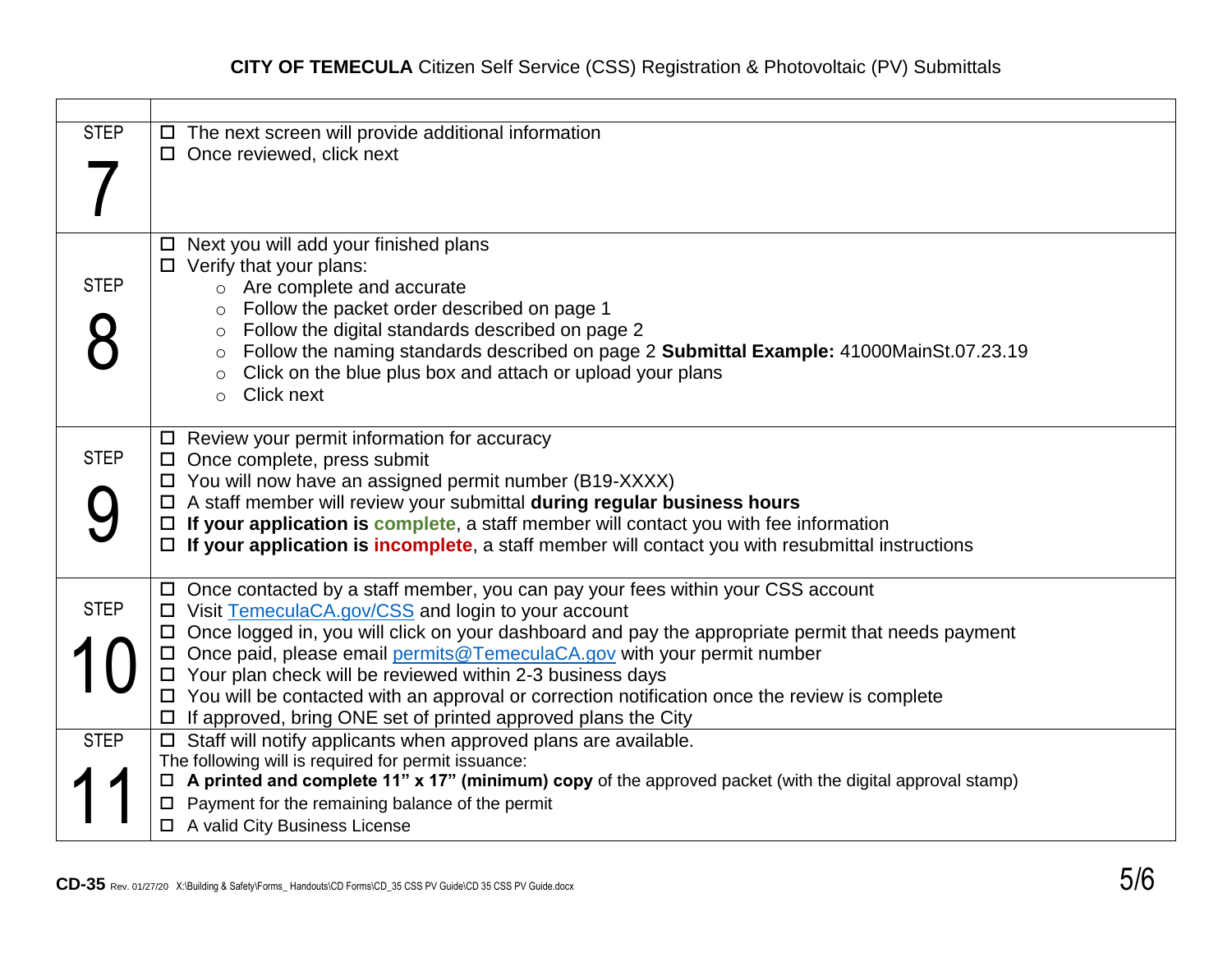**CITY OF TEMECULA** Citizen Self Service (CSS) Registration & Photovoltaic (PV) Submittals

| | |
|---|---|
| STEP 7 | ☐ The next screen will provide additional information<br>☐ Once reviewed, click next |
| STEP 8 | ☐ Next you will add your finished plans<br>☐ Verify that your plans:<br>○ Are complete and accurate<br>○ Follow the packet order described on page 1<br>○ Follow the digital standards described on page 2<br>○ Follow the naming standards described on page 2 **Submittal Example:** 41000MainSt.07.23.19<br>○ Click on the blue plus box and attach or upload your plans<br>○ Click next |
| STEP 9 | ☐ Review your permit information for accuracy<br>☐ Once complete, press submit<br>☐ You will now have an assigned permit number (B19-XXXX)<br>☐ A staff member will review your submittal **during regular business hours**<br>☐ **If your application is complete**, a staff member will contact you with fee information<br>☐ **If your application is incomplete**, a staff member will contact you with resubmittal instructions |
| STEP 10 | ☐ Once contacted by a staff member, you can pay your fees within your CSS account<br>☐ Visit TemeculaCA.gov/CSS and login to your account<br>☐ Once logged in, you will click on your dashboard and pay the appropriate permit that needs payment<br>☐ Once paid, please email permits@TemeculaCA.gov with your permit number<br>☐ Your plan check will be reviewed within 2-3 business days<br>☐ You will be contacted with an approval or correction notification once the review is complete<br>☐ If approved, bring ONE set of printed approved plans the City |
| STEP 11 | ☐ Staff will notify applicants when approved plans are available.<br>The following will is required for permit issuance:<br>☐ **A printed and complete 11" x 17" (minimum) copy** of the approved packet (with the digital approval stamp)<br>☐ Payment for the remaining balance of the permit<br>☐ A valid City Business License |

**CD-35** Rev. 01/27/20 X:\Building & Safety\Forms_ Handouts\CD Forms\CD_35 CSS PV Guide\CD 35 CSS PV Guide.docx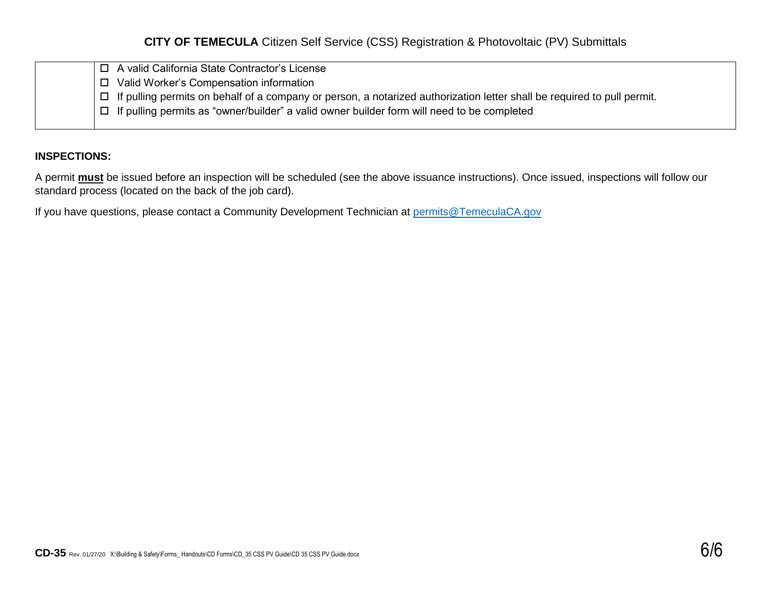| | |
|---|---|
| | ☐ A valid California State Contractor's License<br>☐ Valid Worker's Compensation information<br>☐ If pulling permits on behalf of a company or person, a notarized authorization letter shall be required to pull permit.<br>☐ If pulling permits as "owner/builder" a valid owner builder form will need to be completed |

**INSPECTIONS:**

A permit **must** be issued before an inspection will be scheduled (see the above issuance instructions). Once issued, inspections will follow our standard process (located on the back of the job card).

If you have questions, please contact a Community Development Technician at [permits@TemeculaCA.gov](mailto:permits@TemeculaCA.gov)